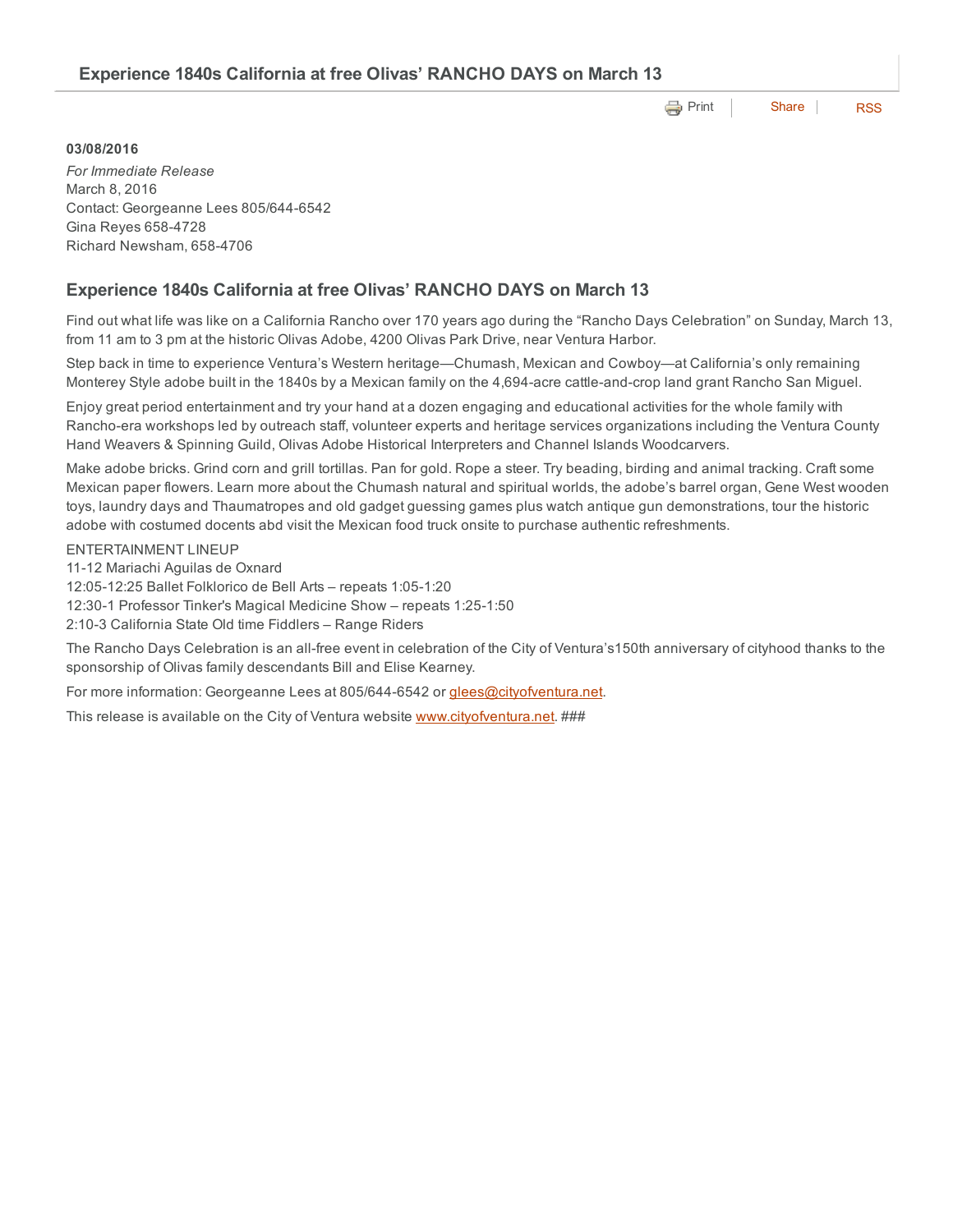# Experience 1840s California at free Olivas' RANCHO DAYS on March 13

Print | Share | RSS

**03/08/2016**

*For Immediate Release*
March 8, 2016
Contact: Georgeanne Lees 805/644-6542
Gina Reyes 658-4728
Richard Newsham, 658-4706

## Experience 1840s California at free Olivas' RANCHO DAYS on March 13

Find out what life was like on a California Rancho over 170 years ago during the "Rancho Days Celebration" on Sunday, March 13, from 11 am to 3 pm at the historic Olivas Adobe, 4200 Olivas Park Drive, near Ventura Harbor.

Step back in time to experience Ventura's Western heritage—Chumash, Mexican and Cowboy—at California's only remaining Monterey Style adobe built in the 1840s by a Mexican family on the 4,694-acre cattle-and-crop land grant Rancho San Miguel.

Enjoy great period entertainment and try your hand at a dozen engaging and educational activities for the whole family with Rancho-era workshops led by outreach staff, volunteer experts and heritage services organizations including the Ventura County Hand Weavers & Spinning Guild, Olivas Adobe Historical Interpreters and Channel Islands Woodcarvers.

Make adobe bricks. Grind corn and grill tortillas. Pan for gold. Rope a steer. Try beading, birding and animal tracking. Craft some Mexican paper flowers. Learn more about the Chumash natural and spiritual worlds, the adobe's barrel organ, Gene West wooden toys, laundry days and Thaumatropes and old gadget guessing games plus watch antique gun demonstrations, tour the historic adobe with costumed docents abd visit the Mexican food truck onsite to purchase authentic refreshments.

ENTERTAINMENT LINEUP
11-12 Mariachi Aguilas de Oxnard
12:05-12:25 Ballet Folklorico de Bell Arts – repeats 1:05-1:20
12:30-1 Professor Tinker's Magical Medicine Show – repeats 1:25-1:50
2:10-3 California State Old time Fiddlers – Range Riders

The Rancho Days Celebration is an all-free event in celebration of the City of Ventura's150th anniversary of cityhood thanks to the sponsorship of Olivas family descendants Bill and Elise Kearney.

For more information: Georgeanne Lees at 805/644-6542 or glees@cityofventura.net.

This release is available on the City of Ventura website www.cityofventura.net. ###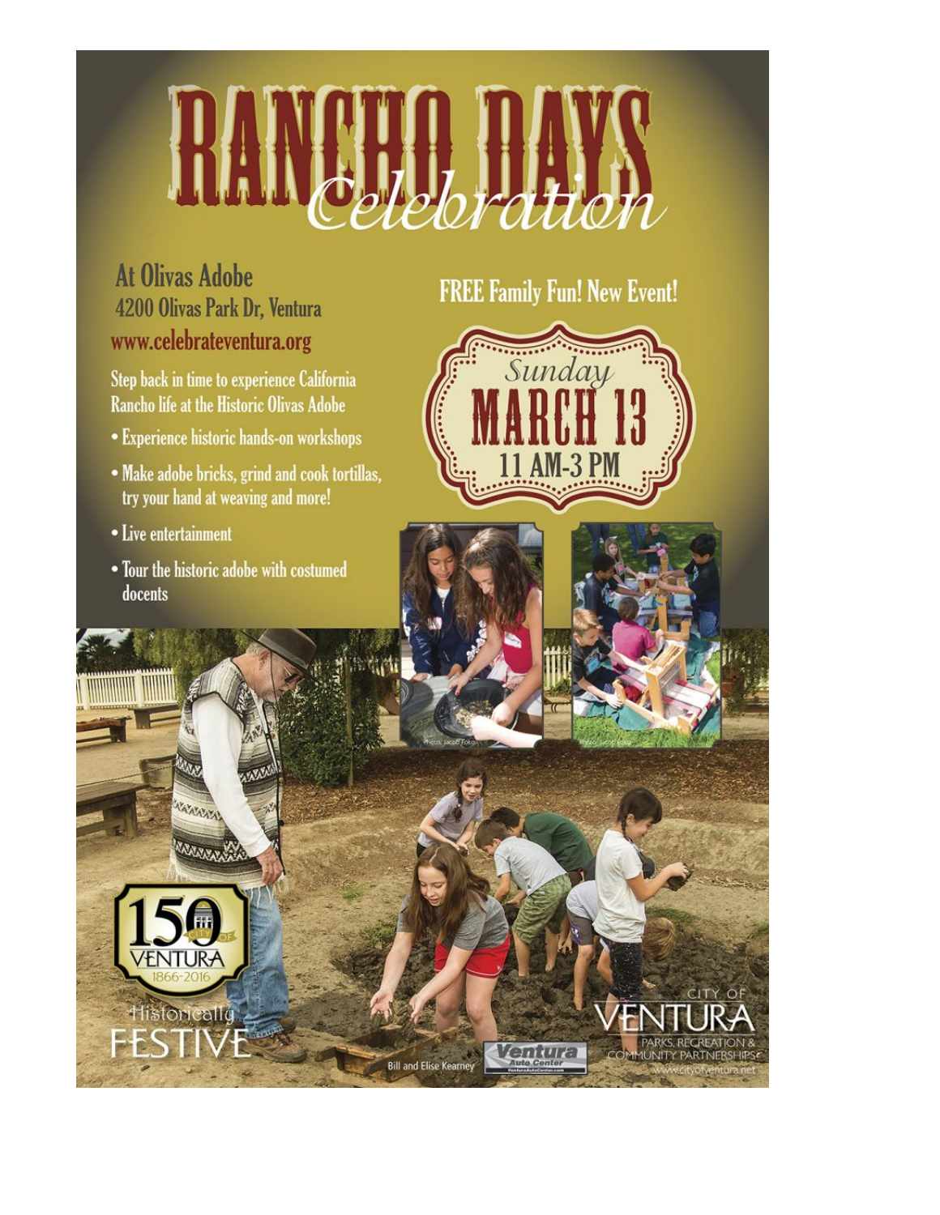# RANCHO DAYS *Celebration*

## At Olivas Adobe

4200 Olivas Park Dr, Ventura

www.celebrateventura.org

Step back in time to experience California Rancho life at the Historic Olivas Adobe

- Experience historic hands-on workshops
- Make adobe bricks, grind and cook tortillas, try your hand at weaving and more!
- Live entertainment
- Tour the historic adobe with costumed docents

**FREE Family Fun! New Event!**

*Sunday*

**MARCH 13**

**11 AM-3 PM**

Photo: Jacob Tokar

Photo: Jacob Tokar

150 City of Ventura 1866-2016

Historically FESTIVE

Bill and Elise Kearney

Ventura Auto Center

VenturaAutoCenter.com

CITY OF VENTURA

PARKS, RECREATION & COMMUNITY PARTNERSHIPS

www.cityofventura.net